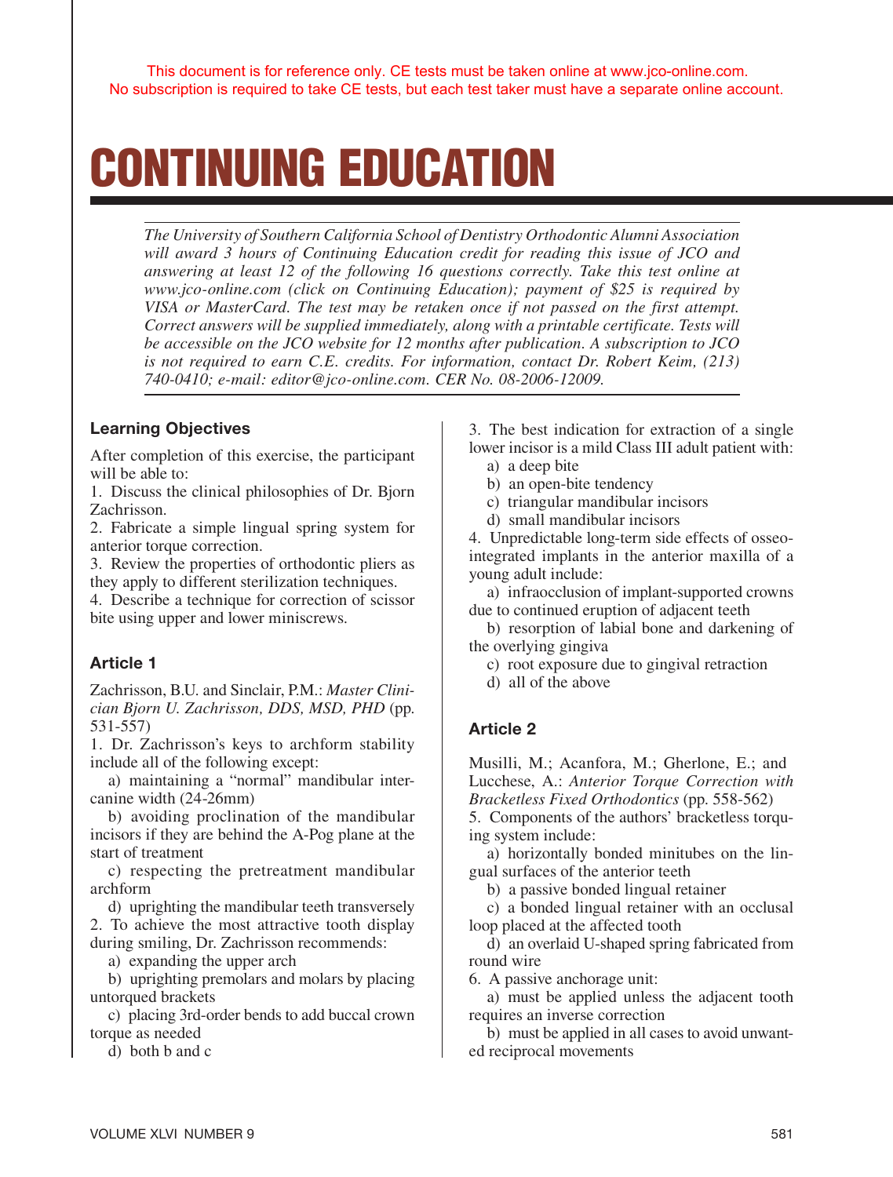This document is for reference only. CE tests must be taken online at www.jco-online.com.
No subscription is required to take CE tests, but each test taker must have a separate online account.

# CONTINUING EDUCATION

*The University of Southern California School of Dentistry Orthodontic Alumni Association will award 3 hours of Continuing Education credit for reading this issue of JCO and answering at least 12 of the following 16 questions correctly. Take this test online at www.jco-online.com (click on Continuing Education); payment of $25 is required by VISA or MasterCard. The test may be retaken once if not passed on the first attempt. Correct answers will be supplied immediately, along with a printable certificate. Tests will be accessible on the JCO website for 12 months after publication. A subscription to JCO is not required to earn C.E. credits. For information, contact Dr. Robert Keim, (213) 740-0410; e-mail: editor@jco-online.com. CER No. 08-2006-12009.*

### Learning Objectives

After completion of this exercise, the participant will be able to:

1. Discuss the clinical philosophies of Dr. Bjorn Zachrisson.
2. Fabricate a simple lingual spring system for anterior torque correction.
3. Review the properties of orthodontic pliers as they apply to different sterilization techniques.
4. Describe a technique for correction of scissor bite using upper and lower miniscrews.

### Article 1

Zachrisson, B.U. and Sinclair, P.M.: *Master Clinician Bjorn U. Zachrisson, DDS, MSD, PHD* (pp. 531-557)

1. Dr. Zachrisson's keys to archform stability include all of the following except:
   a) maintaining a "normal" mandibular intercanine width (24-26mm)
   b) avoiding proclination of the mandibular incisors if they are behind the A-Pog plane at the start of treatment
   c) respecting the pretreatment mandibular archform
   d) uprighting the mandibular teeth transversely

2. To achieve the most attractive tooth display during smiling, Dr. Zachrisson recommends:
   a) expanding the upper arch
   b) uprighting premolars and molars by placing untorqued brackets
   c) placing 3rd-order bends to add buccal crown torque as needed
   d) both b and c

3. The best indication for extraction of a single lower incisor is a mild Class III adult patient with:
   a) a deep bite
   b) an open-bite tendency
   c) triangular mandibular incisors
   d) small mandibular incisors

4. Unpredictable long-term side effects of osseointegrated implants in the anterior maxilla of a young adult include:
   a) infraocclusion of implant-supported crowns due to continued eruption of adjacent teeth
   b) resorption of labial bone and darkening of the overlying gingiva
   c) root exposure due to gingival retraction
   d) all of the above

### Article 2

Musilli, M.; Acanfora, M.; Gherlone, E.; and Lucchese, A.: *Anterior Torque Correction with Bracketless Fixed Orthodontics* (pp. 558-562)

5. Components of the authors' bracketless torquing system include:
   a) horizontally bonded minitubes on the lingual surfaces of the anterior teeth
   b) a passive bonded lingual retainer
   c) a bonded lingual retainer with an occlusal loop placed at the affected tooth
   d) an overlaid U-shaped spring fabricated from round wire

6. A passive anchorage unit:
   a) must be applied unless the adjacent tooth requires an inverse correction
   b) must be applied in all cases to avoid unwanted reciprocal movements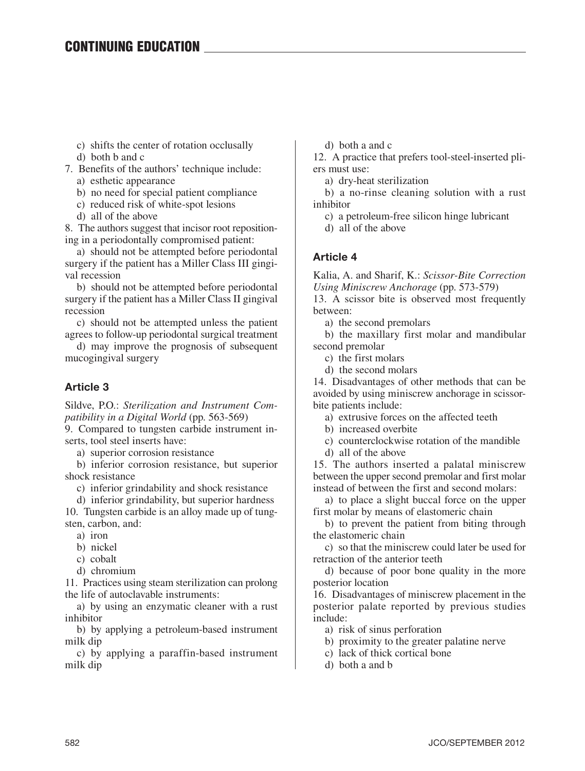c) shifts the center of rotation occlusally

d) both b and c

7. Benefits of the authors' technique include:

a) esthetic appearance

b) no need for special patient compliance

c) reduced risk of white-spot lesions

d) all of the above

8. The authors suggest that incisor root repositioning in a periodontally compromised patient:

a) should not be attempted before periodontal surgery if the patient has a Miller Class III gingival recession

b) should not be attempted before periodontal surgery if the patient has a Miller Class II gingival recession

c) should not be attempted unless the patient agrees to follow-up periodontal surgical treatment

d) may improve the prognosis of subsequent mucogingival surgery

### Article 3

Sildve, P.O.: *Sterilization and Instrument Compatibility in a Digital World* (pp. 563-569)

9. Compared to tungsten carbide instrument inserts, tool steel inserts have:

a) superior corrosion resistance

b) inferior corrosion resistance, but superior shock resistance

c) inferior grindability and shock resistance

d) inferior grindability, but superior hardness

10. Tungsten carbide is an alloy made up of tungsten, carbon, and:

a) iron

b) nickel

c) cobalt

d) chromium

11. Practices using steam sterilization can prolong the life of autoclavable instruments:

a) by using an enzymatic cleaner with a rust inhibitor

b) by applying a petroleum-based instrument milk dip

c) by applying a paraffin-based instrument milk dip

d) both a and c

12. A practice that prefers tool-steel-inserted pliers must use:

a) dry-heat sterilization

b) a no-rinse cleaning solution with a rust inhibitor

c) a petroleum-free silicon hinge lubricant

d) all of the above

### Article 4

Kalia, A. and Sharif, K.: *Scissor-Bite Correction Using Miniscrew Anchorage* (pp. 573-579)

13. A scissor bite is observed most frequently between:

a) the second premolars

b) the maxillary first molar and mandibular second premolar

c) the first molars

d) the second molars

14. Disadvantages of other methods that can be avoided by using miniscrew anchorage in scissor-bite patients include:

a) extrusive forces on the affected teeth

b) increased overbite

c) counterclockwise rotation of the mandible

d) all of the above

15. The authors inserted a palatal miniscrew between the upper second premolar and first molar instead of between the first and second molars:

a) to place a slight buccal force on the upper first molar by means of elastomeric chain

b) to prevent the patient from biting through the elastomeric chain

c) so that the miniscrew could later be used for retraction of the anterior teeth

d) because of poor bone quality in the more posterior location

16. Disadvantages of miniscrew placement in the posterior palate reported by previous studies include:

a) risk of sinus perforation

b) proximity to the greater palatine nerve

c) lack of thick cortical bone

d) both a and b